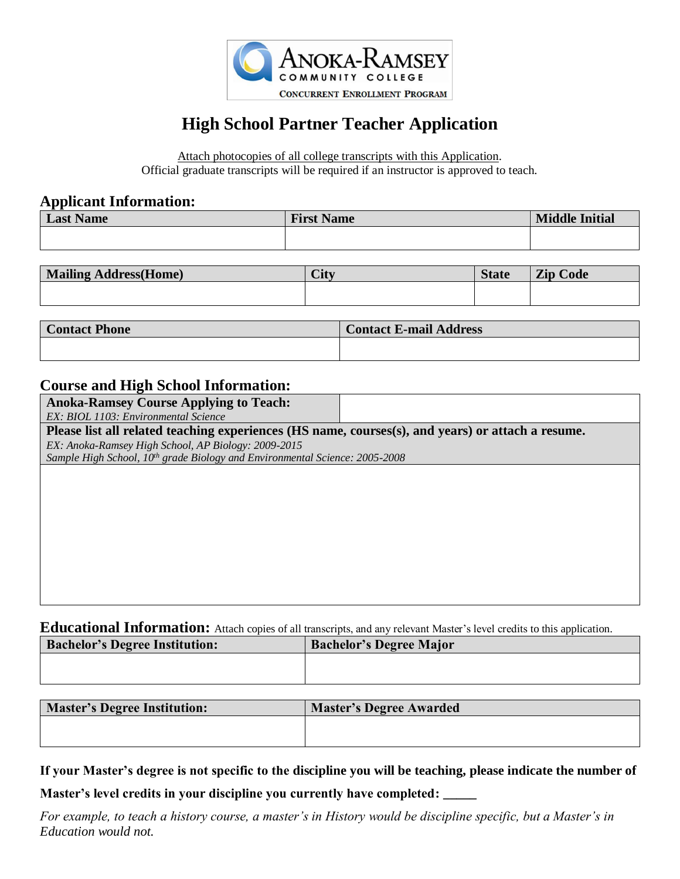ANOKA-RAMSEY COMMUNITY COLLEGE
CONCURRENT ENROLLMENT PROGRAM

# High School Partner Teacher Application

Attach photocopies of all college transcripts with this Application.
Official graduate transcripts will be required if an instructor is approved to teach.

## Applicant Information:

| Last Name | First Name | Middle Initial |
|---|---|---|
| | | |

| Mailing Address(Home) | City | State | Zip Code |
|---|---|---|---|
| | | | |

| Contact Phone | Contact E-mail Address |
|---|---|
| | |

## Course and High School Information:

| **Anoka-Ramsey Course Applying to Teach:**<br>*EX: BIOL 1103: Environmental Science* | |
|---|---|
| **Please list all related teaching experiences (HS name, courses(s), and years) or attach a resume.**<br>*EX: Anoka-Ramsey High School, AP Biology: 2009-2015*<br>*Sample High School, 10th grade Biology and Environmental Science: 2005-2008* | |
| | |

## Educational Information: Attach copies of all transcripts, and any relevant Master's level credits to this application.

| Bachelor's Degree Institution: | Bachelor's Degree Major |
|---|---|
| | |

| Master's Degree Institution: | Master's Degree Awarded |
|---|---|
| | |

**If your Master's degree is not specific to the discipline you will be teaching, please indicate the number of Master's level credits in your discipline you currently have completed: _____**

*For example, to teach a history course, a master's in History would be discipline specific, but a Master's in Education would not.*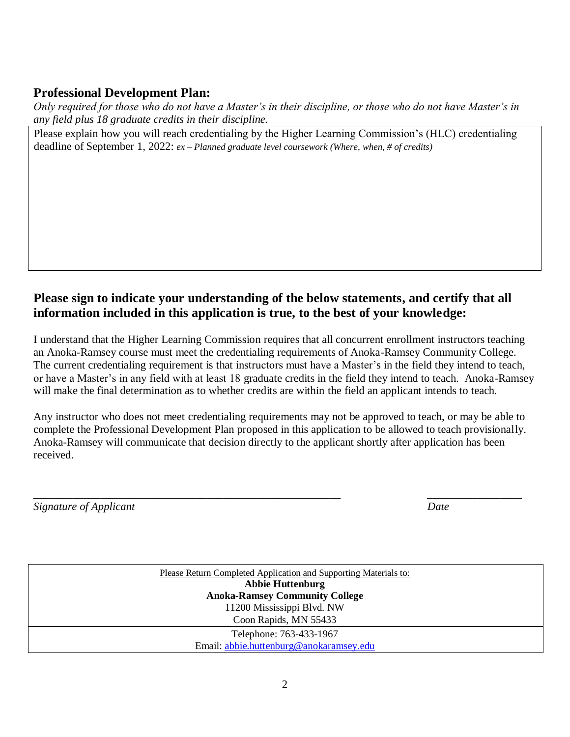## Professional Development Plan:

*Only required for those who do not have a Master's in their discipline, or those who do not have Master's in any field plus 18 graduate credits in their discipline.*

| |
|---|
| Please explain how you will reach credentialing by the Higher Learning Commission's (HLC) credentialing deadline of September 1, 2022: *ex – Planned graduate level coursework (Where, when, # of credits)* |

## Please sign to indicate your understanding of the below statements, and certify that all information included in this application is true, to the best of your knowledge:

I understand that the Higher Learning Commission requires that all concurrent enrollment instructors teaching an Anoka-Ramsey course must meet the credentialing requirements of Anoka-Ramsey Community College. The current credentialing requirement is that instructors must have a Master's in the field they intend to teach, or have a Master's in any field with at least 18 graduate credits in the field they intend to teach. Anoka-Ramsey will make the final determination as to whether credits are within the field an applicant intends to teach.

Any instructor who does not meet credentialing requirements may not be approved to teach, or may be able to complete the Professional Development Plan proposed in this application to be allowed to teach provisionally. Anoka-Ramsey will communicate that decision directly to the applicant shortly after application has been received.

_________________________________________________________ _________________

*Signature of Applicant* *Date*

| |
|---|
| Please Return Completed Application and Supporting Materials to:<br>**Abbie Huttenburg**<br>**Anoka-Ramsey Community College**<br>11200 Mississippi Blvd. NW<br>Coon Rapids, MN 55433 |
| Telephone: 763-433-1967<br>Email: abbie.huttenburg@anokaramsey.edu |